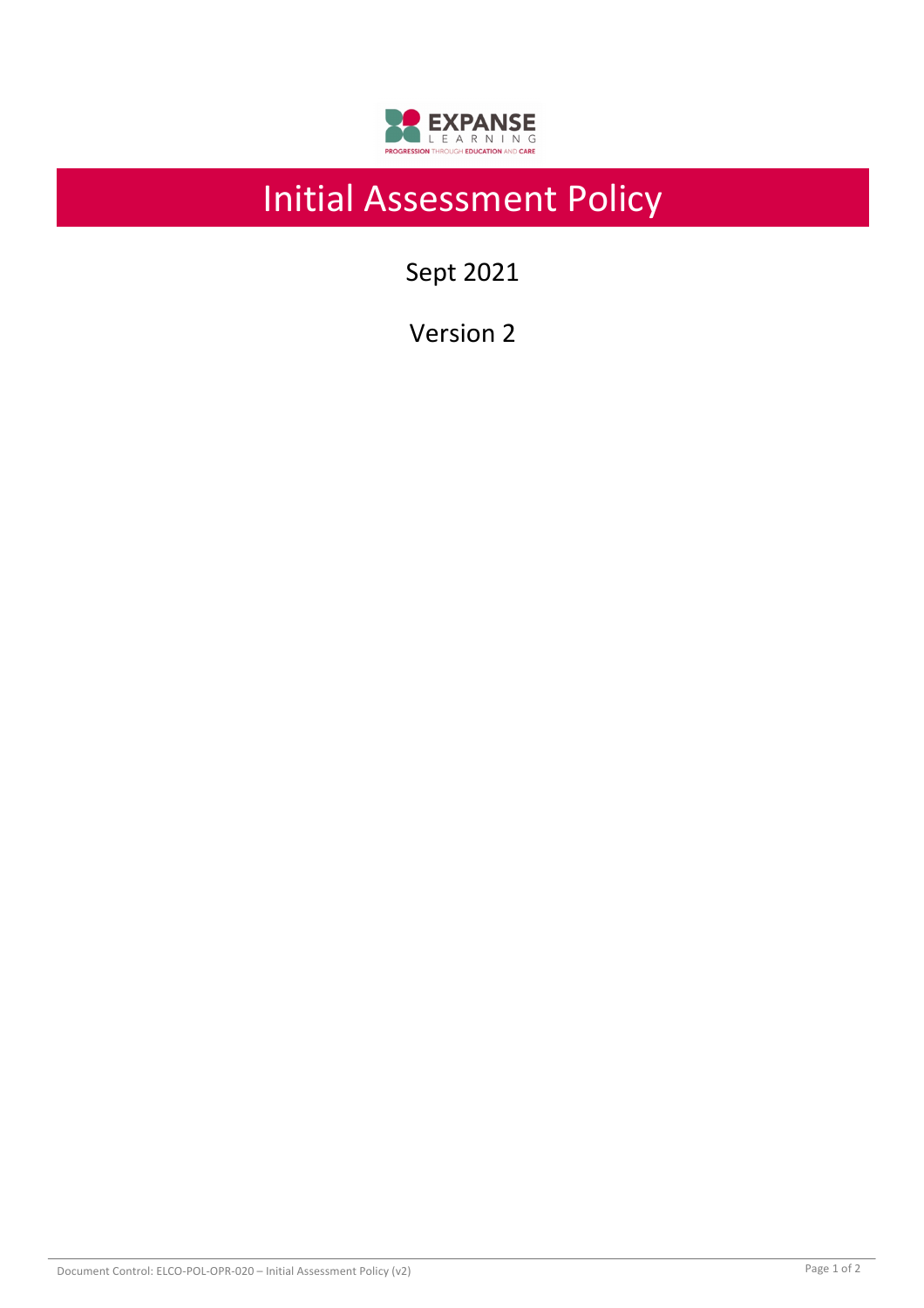# Initial Assessment Policy

Sept 2021

Version 2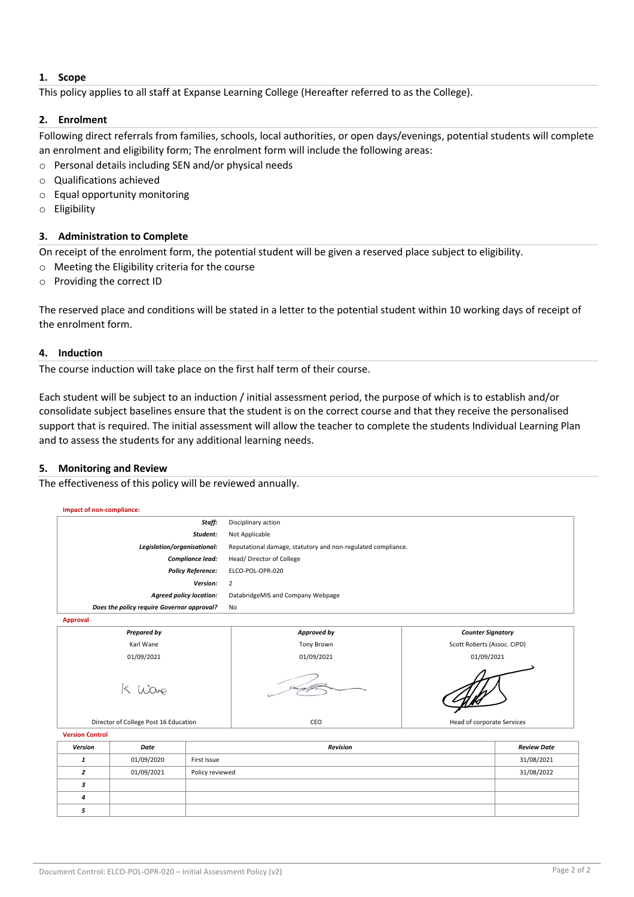## 1. Scope

This policy applies to all staff at Expanse Learning College (Hereafter referred to as the College).

## 2. Enrolment

Following direct referrals from families, schools, local authorities, or open days/evenings, potential students will complete an enrolment and eligibility form; The enrolment form will include the following areas:

- Personal details including SEN and/or physical needs
- Qualifications achieved
- Equal opportunity monitoring
- Eligibility

## 3. Administration to Complete

On receipt of the enrolment form, the potential student will be given a reserved place subject to eligibility.

- Meeting the Eligibility criteria for the course
- Providing the correct ID

The reserved place and conditions will be stated in a letter to the potential student within 10 working days of receipt of the enrolment form.

## 4. Induction

The course induction will take place on the first half term of their course.

Each student will be subject to an induction / initial assessment period, the purpose of which is to establish and/or consolidate subject baselines ensure that the student is on the correct course and that they receive the personalised support that is required. The initial assessment will allow the teacher to complete the students Individual Learning Plan and to assess the students for any additional learning needs.

## 5. Monitoring and Review

The effectiveness of this policy will be reviewed annually.

**Impact of non-compliance:**

| | |
|---|---|
| ***Staff:*** | Disciplinary action |
| ***Student:*** | Not Applicable |
| ***Legislation/organisational:*** | Reputational damage, statutory and non-regulated compliance. |
| ***Compliance lead:*** | Head/ Director of College |
| ***Policy Reference:*** | ELCO-POL-OPR-020 |
| ***Version:*** | 2 |
| ***Agreed policy location:*** | DatabridgeMIS and Company Webpage |
| ***Does the policy require Governor approval?*** | No |

**Approval**

| ***Prepared by*** | ***Approved by*** | ***Counter Signatory*** |
|---|---|---|
| Karl Wane | Tony Brown | Scott Roberts (Assoc. CIPD) |
| 01/09/2021 | 01/09/2021 | 01/09/2021 |
| K Wane | | |
| Director of College Post 16 Education | CEO | Head of corporate Services |

**Version Control**

| *Version* | *Date* | *Revision* | *Review Date* |
|---|---|---|---|
| *1* | 01/09/2020 | First Issue | 31/08/2021 |
| *2* | 01/09/2021 | Policy reviewed | 31/08/2022 |
| *3* | | | |
| *4* | | | |
| *5* | | | |